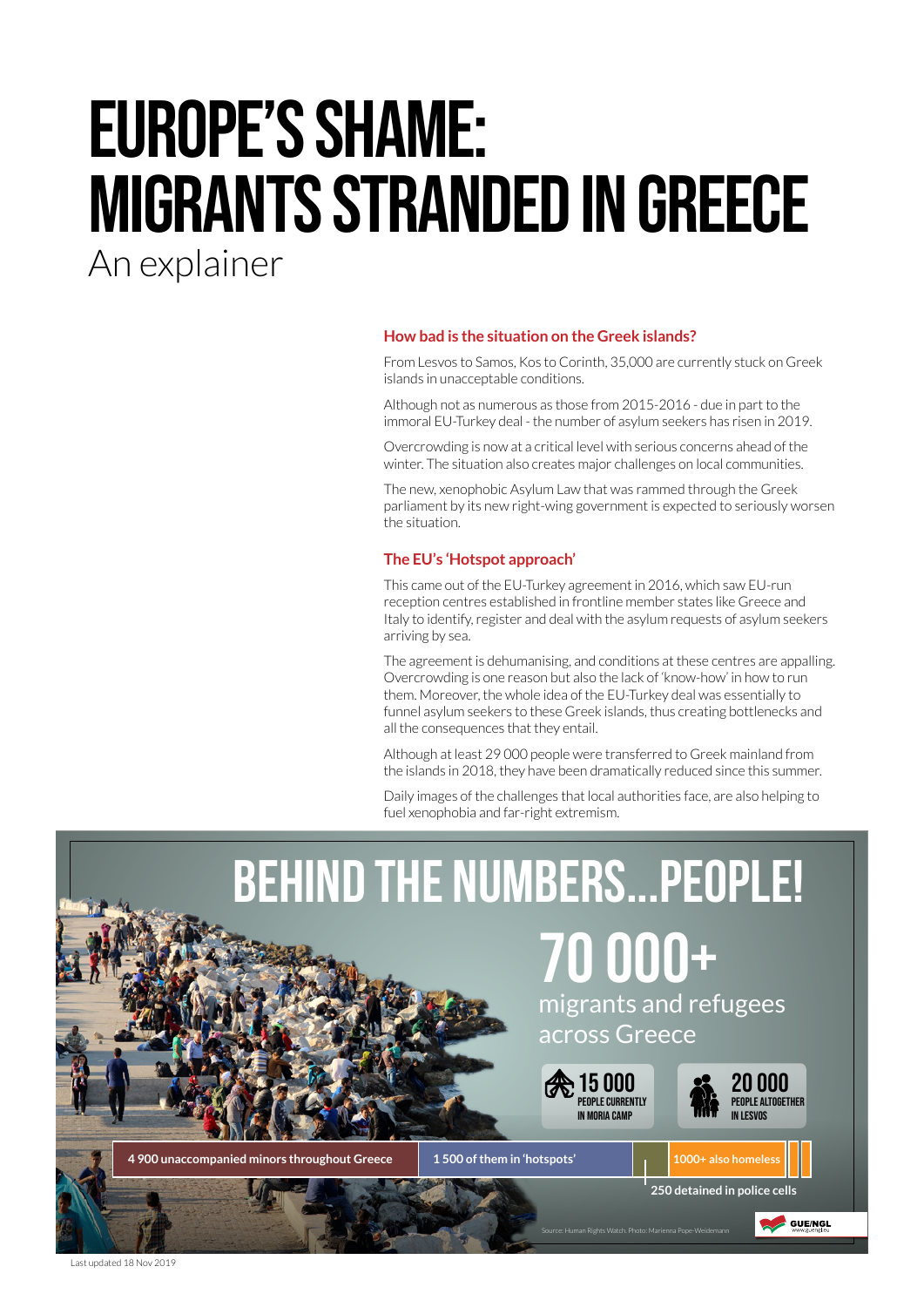# EUROPE'S SHAME: MIGRANTS STRANDED IN GREECE

An explainer

### How bad is the situation on the Greek islands?

From Lesvos to Samos, Kos to Corinth, 35,000 are currently stuck on Greek islands in unacceptable conditions.

Although not as numerous as those from 2015-2016 - due in part to the immoral EU-Turkey deal - the number of asylum seekers has risen in 2019.

Overcrowding is now at a critical level with serious concerns ahead of the winter. The situation also creates major challenges on local communities.

The new, xenophobic Asylum Law that was rammed through the Greek parliament by its new right-wing government is expected to seriously worsen the situation.

### The EU's 'Hotspot approach'

This came out of the EU-Turkey agreement in 2016, which saw EU-run reception centres established in frontline member states like Greece and Italy to identify, register and deal with the asylum requests of asylum seekers arriving by sea.

The agreement is dehumanising, and conditions at these centres are appalling. Overcrowding is one reason but also the lack of 'know-how' in how to run them. Moreover, the whole idea of the EU-Turkey deal was essentially to funnel asylum seekers to these Greek islands, thus creating bottlenecks and all the consequences that they entail.

Although at least 29 000 people were transferred to Greek mainland from the islands in 2018, they have been dramatically reduced since this summer.

Daily images of the challenges that local authorities face, are also helping to fuel xenophobia and far-right extremism.

## BEHIND THE NUMBERS...PEOPLE!

**70 000+** migrants and refugees across Greece

**15 000** PEOPLE CURRENTLY IN MORIA CAMP

**20 000** PEOPLE ALTOGETHER IN LESVOS

4 900 unaccompanied minors throughout Greece | 1 500 of them in 'hotspots' | 1000+ also homeless | 250 detained in police cells

Source: Human Rights Watch. Photo: Marienna Pope-Weidemann

GUE/NGL www.guengl.eu

Last updated 18 Nov 2019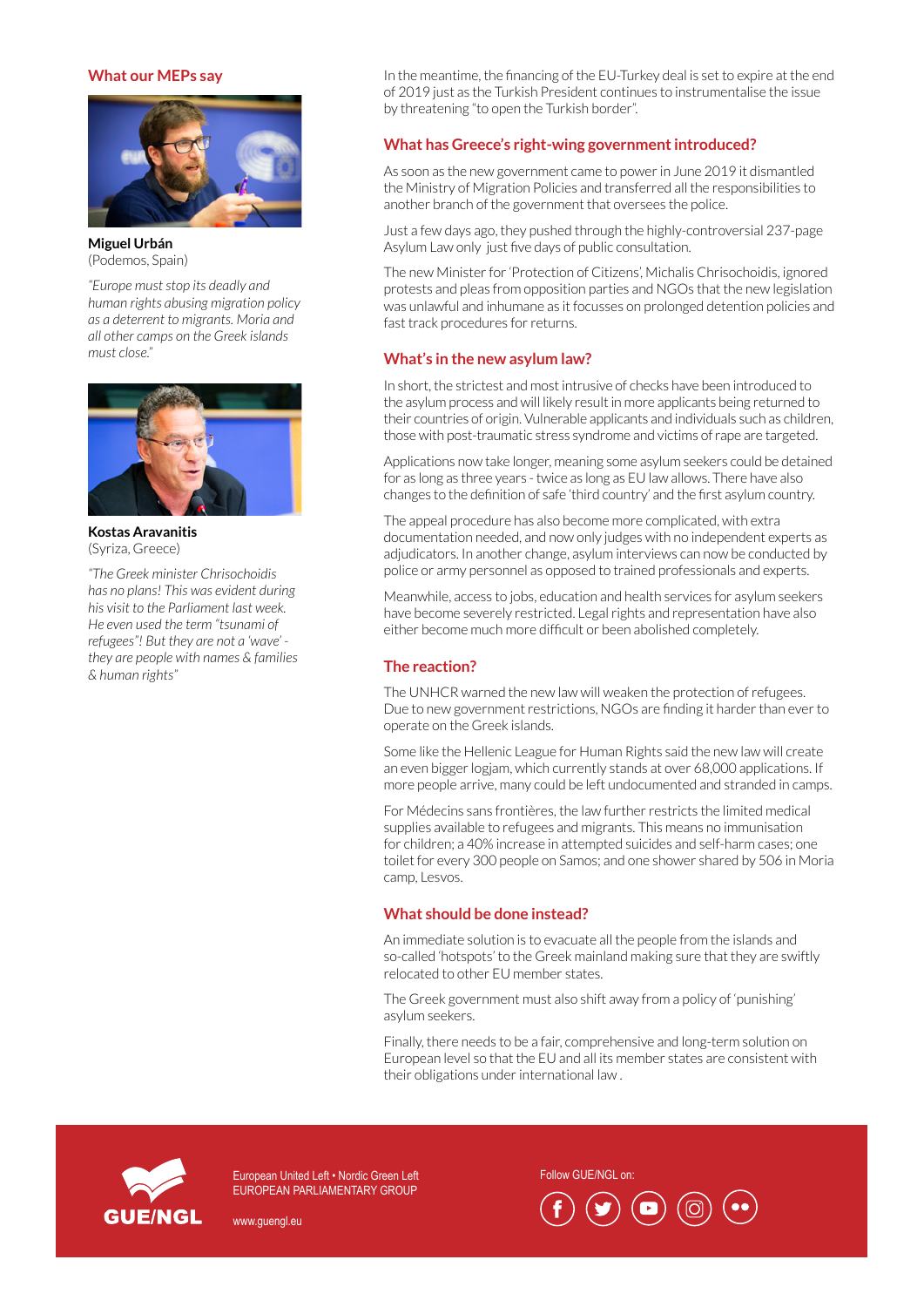## What our MEPs say

**Miguel Urbán**
(Podemos, Spain)

*"Europe must stop its deadly and human rights abusing migration policy as a deterrent to migrants. Moria and all other camps on the Greek islands must close."*

**Kostas Aravanitis**
(Syriza, Greece)

*"The Greek minister Chrisochoidis has no plans! This was evident during his visit to the Parliament last week. He even used the term "tsunami of refugees"! But they are not a 'wave' - they are people with names & families & human rights"*

In the meantime, the financing of the EU-Turkey deal is set to expire at the end of 2019 just as the Turkish President continues to instrumentalise the issue by threatening "to open the Turkish border".

## What has Greece's right-wing government introduced?

As soon as the new government came to power in June 2019 it dismantled the Ministry of Migration Policies and transferred all the responsibilities to another branch of the government that oversees the police.

Just a few days ago, they pushed through the highly-controversial 237-page Asylum Law only just five days of public consultation.

The new Minister for 'Protection of Citizens', Michalis Chrisochoidis, ignored protests and pleas from opposition parties and NGOs that the new legislation was unlawful and inhumane as it focusses on prolonged detention policies and fast track procedures for returns.

## What's in the new asylum law?

In short, the strictest and most intrusive of checks have been introduced to the asylum process and will likely result in more applicants being returned to their countries of origin. Vulnerable applicants and individuals such as children, those with post-traumatic stress syndrome and victims of rape are targeted.

Applications now take longer, meaning some asylum seekers could be detained for as long as three years - twice as long as EU law allows. There have also changes to the definition of safe 'third country' and the first asylum country.

The appeal procedure has also become more complicated, with extra documentation needed, and now only judges with no independent experts as adjudicators. In another change, asylum interviews can now be conducted by police or army personnel as opposed to trained professionals and experts.

Meanwhile, access to jobs, education and health services for asylum seekers have become severely restricted. Legal rights and representation have also either become much more difficult or been abolished completely.

## The reaction?

The UNHCR warned the new law will weaken the protection of refugees. Due to new government restrictions, NGOs are finding it harder than ever to operate on the Greek islands.

Some like the Hellenic League for Human Rights said the new law will create an even bigger logjam, which currently stands at over 68,000 applications. If more people arrive, many could be left undocumented and stranded in camps.

For Médecins sans frontières, the law further restricts the limited medical supplies available to refugees and migrants. This means no immunisation for children; a 40% increase in attempted suicides and self-harm cases; one toilet for every 300 people on Samos; and one shower shared by 506 in Moria camp, Lesvos.

## What should be done instead?

An immediate solution is to evacuate all the people from the islands and so-called 'hotspots' to the Greek mainland making sure that they are swiftly relocated to other EU member states.

The Greek government must also shift away from a policy of 'punishing' asylum seekers.

Finally, there needs to be a fair, comprehensive and long-term solution on European level so that the EU and all its member states are consistent with their obligations under international law .

GUE/NGL

European United Left • Nordic Green Left
EUROPEAN PARLIAMENTARY GROUP

www.guengl.eu

Follow GUE/NGL on: